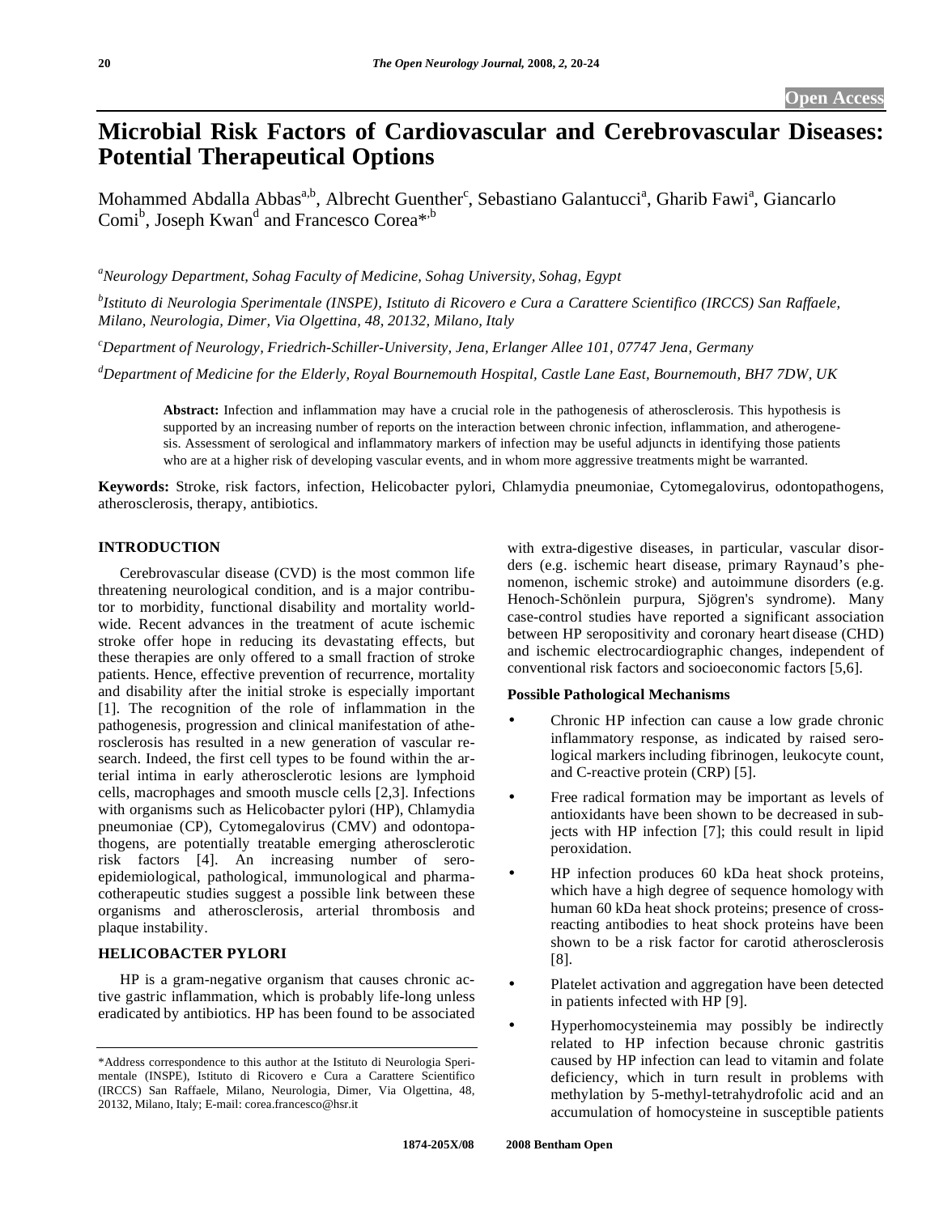# Microbial Risk Factors of Cardiovascular and Cerebrovascular Diseases: Potential Therapeutical Options

Mohammed Abdalla Abbas[a,b], Albrecht Guenther[c], Sebastiano Galantucci[a], Gharib Fawi[a], Giancarlo Comi[b], Joseph Kwan[d] and Francesco Corea*[,b]

[a]*Neurology Department, Sohag Faculty of Medicine, Sohag University, Sohag, Egypt*

[b]*Istituto di Neurologia Sperimentale (INSPE), Istituto di Ricovero e Cura a Carattere Scientifico (IRCCS) San Raffaele, Milano, Neurologia, Dimer, Via Olgettina, 48, 20132, Milano, Italy*

[c]*Department of Neurology, Friedrich-Schiller-University, Jena, Erlanger Allee 101, 07747 Jena, Germany*

[d]*Department of Medicine for the Elderly, Royal Bournemouth Hospital, Castle Lane East, Bournemouth, BH7 7DW, UK*

**Abstract:** Infection and inflammation may have a crucial role in the pathogenesis of atherosclerosis. This hypothesis is supported by an increasing number of reports on the interaction between chronic infection, inflammation, and atherogenesis. Assessment of serological and inflammatory markers of infection may be useful adjuncts in identifying those patients who are at a higher risk of developing vascular events, and in whom more aggressive treatments might be warranted.

**Keywords:** Stroke, risk factors, infection, Helicobacter pylori, Chlamydia pneumoniae, Cytomegalovirus, odontopathogens, atherosclerosis, therapy, antibiotics.

## INTRODUCTION

Cerebrovascular disease (CVD) is the most common life threatening neurological condition, and is a major contributor to morbidity, functional disability and mortality worldwide. Recent advances in the treatment of acute ischemic stroke offer hope in reducing its devastating effects, but these therapies are only offered to a small fraction of stroke patients. Hence, effective prevention of recurrence, mortality and disability after the initial stroke is especially important [1]. The recognition of the role of inflammation in the pathogenesis, progression and clinical manifestation of atherosclerosis has resulted in a new generation of vascular research. Indeed, the first cell types to be found within the arterial intima in early atherosclerotic lesions are lymphoid cells, macrophages and smooth muscle cells [2,3]. Infections with organisms such as Helicobacter pylori (HP), Chlamydia pneumoniae (CP), Cytomegalovirus (CMV) and odontopathogens, are potentially treatable emerging atherosclerotic risk factors [4]. An increasing number of sero-epidemiological, pathological, immunological and pharmacotherapeutic studies suggest a possible link between these organisms and atherosclerosis, arterial thrombosis and plaque instability.

## HELICOBACTER PYLORI

HP is a gram-negative organism that causes chronic active gastric inflammation, which is probably life-long unless eradicated by antibiotics. HP has been found to be associated with extra-digestive diseases, in particular, vascular disorders (e.g. ischemic heart disease, primary Raynaud's phenomenon, ischemic stroke) and autoimmune disorders (e.g. Henoch-Schönlein purpura, Sjögren's syndrome). Many case-control studies have reported a significant association between HP seropositivity and coronary heart disease (CHD) and ischemic electrocardiographic changes, independent of conventional risk factors and socioeconomic factors [5,6].

### Possible Pathological Mechanisms

- Chronic HP infection can cause a low grade chronic inflammatory response, as indicated by raised serological markers including fibrinogen, leukocyte count, and C-reactive protein (CRP) [5].
- Free radical formation may be important as levels of antioxidants have been shown to be decreased in subjects with HP infection [7]; this could result in lipid peroxidation.
- HP infection produces 60 kDa heat shock proteins, which have a high degree of sequence homology with human 60 kDa heat shock proteins; presence of cross-reacting antibodies to heat shock proteins have been shown to be a risk factor for carotid atherosclerosis [8].
- Platelet activation and aggregation have been detected in patients infected with HP [9].
- Hyperhomocysteinemia may possibly be indirectly related to HP infection because chronic gastritis caused by HP infection can lead to vitamin and folate deficiency, which in turn result in problems with methylation by 5-methyl-tetrahydrofolic acid and an accumulation of homocysteine in susceptible patients

---

*Address correspondence to this author at the Istituto di Neurologia Sperimentale (INSPE), Istituto di Ricovero e Cura a Carattere Scientifico (IRCCS) San Raffaele, Milano, Neurologia, Dimer, Via Olgettina, 48, 20132, Milano, Italy; E-mail: corea.francesco@hsr.it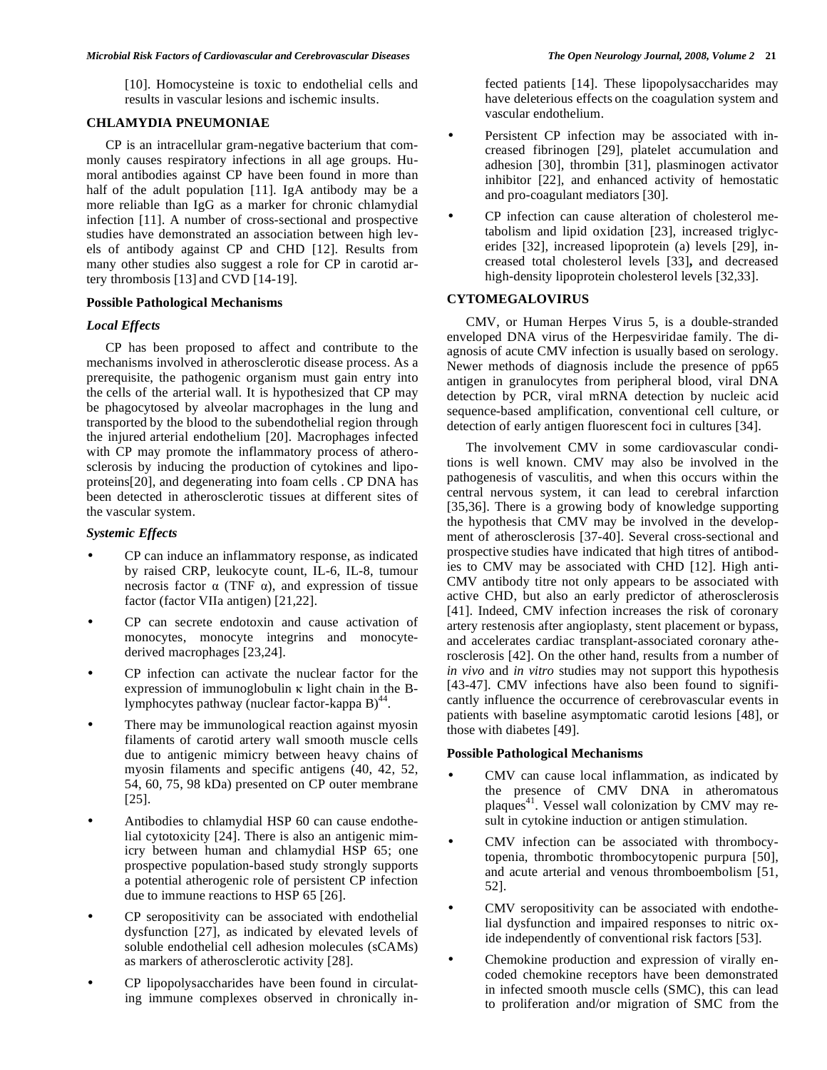[10]. Homocysteine is toxic to endothelial cells and results in vascular lesions and ischemic insults.

## CHLAMYDIA PNEUMONIAE

CP is an intracellular gram-negative bacterium that commonly causes respiratory infections in all age groups. Humoral antibodies against CP have been found in more than half of the adult population [11]. IgA antibody may be a more reliable than IgG as a marker for chronic chlamydial infection [11]. A number of cross-sectional and prospective studies have demonstrated an association between high levels of antibody against CP and CHD [12]. Results from many other studies also suggest a role for CP in carotid artery thrombosis [13] and CVD [14-19].

### Possible Pathological Mechanisms

#### *Local Effects*

CP has been proposed to affect and contribute to the mechanisms involved in atherosclerotic disease process. As a prerequisite, the pathogenic organism must gain entry into the cells of the arterial wall. It is hypothesized that CP may be phagocytosed by alveolar macrophages in the lung and transported by the blood to the subendothelial region through the injured arterial endothelium [20]. Macrophages infected with CP may promote the inflammatory process of atherosclerosis by inducing the production of cytokines and lipoproteins[20], and degenerating into foam cells . CP DNA has been detected in atherosclerotic tissues at different sites of the vascular system.

#### *Systemic Effects*

- CP can induce an inflammatory response, as indicated by raised CRP, leukocyte count, IL-6, IL-8, tumour necrosis factor α (TNF α), and expression of tissue factor (factor VIIa antigen) [21,22].
- CP can secrete endotoxin and cause activation of monocytes, monocyte integrins and monocyte-derived macrophages [23,24].
- CP infection can activate the nuclear factor for the expression of immunoglobulin κ light chain in the B-lymphocytes pathway (nuclear factor-kappa B)[44].
- There may be immunological reaction against myosin filaments of carotid artery wall smooth muscle cells due to antigenic mimicry between heavy chains of myosin filaments and specific antigens (40, 42, 52, 54, 60, 75, 98 kDa) presented on CP outer membrane [25].
- Antibodies to chlamydial HSP 60 can cause endothelial cytotoxicity [24]. There is also an antigenic mimicry between human and chlamydial HSP 65; one prospective population-based study strongly supports a potential atherogenic role of persistent CP infection due to immune reactions to HSP 65 [26].
- CP seropositivity can be associated with endothelial dysfunction [27], as indicated by elevated levels of soluble endothelial cell adhesion molecules (sCAMs) as markers of atherosclerotic activity [28].
- CP lipopolysaccharides have been found in circulating immune complexes observed in chronically infected patients [14]. These lipopolysaccharides may have deleterious effects on the coagulation system and vascular endothelium.
- Persistent CP infection may be associated with increased fibrinogen [29], platelet accumulation and adhesion [30], thrombin [31], plasminogen activator inhibitor [22], and enhanced activity of hemostatic and pro-coagulant mediators [30].
- CP infection can cause alteration of cholesterol metabolism and lipid oxidation [23], increased triglycerides [32], increased lipoprotein (a) levels [29], increased total cholesterol levels [33], and decreased high-density lipoprotein cholesterol levels [32,33].

## CYTOMEGALOVIRUS

CMV, or Human Herpes Virus 5, is a double-stranded enveloped DNA virus of the Herpesviridae family. The diagnosis of acute CMV infection is usually based on serology. Newer methods of diagnosis include the presence of pp65 antigen in granulocytes from peripheral blood, viral DNA detection by PCR, viral mRNA detection by nucleic acid sequence-based amplification, conventional cell culture, or detection of early antigen fluorescent foci in cultures [34].

The involvement CMV in some cardiovascular conditions is well known. CMV may also be involved in the pathogenesis of vasculitis, and when this occurs within the central nervous system, it can lead to cerebral infarction [35,36]. There is a growing body of knowledge supporting the hypothesis that CMV may be involved in the development of atherosclerosis [37-40]. Several cross-sectional and prospective studies have indicated that high titres of antibodies to CMV may be associated with CHD [12]. High anti-CMV antibody titre not only appears to be associated with active CHD, but also an early predictor of atherosclerosis [41]. Indeed, CMV infection increases the risk of coronary artery restenosis after angioplasty, stent placement or bypass, and accelerates cardiac transplant-associated coronary atherosclerosis [42]. On the other hand, results from a number of *in vivo* and *in vitro* studies may not support this hypothesis [43-47]. CMV infections have also been found to significantly influence the occurrence of cerebrovascular events in patients with baseline asymptomatic carotid lesions [48], or those with diabetes [49].

### Possible Pathological Mechanisms

- CMV can cause local inflammation, as indicated by the presence of CMV DNA in atheromatous plaques[41]. Vessel wall colonization by CMV may result in cytokine induction or antigen stimulation.
- CMV infection can be associated with thrombocytopenia, thrombotic thrombocytopenic purpura [50], and acute arterial and venous thromboembolism [51, 52].
- CMV seropositivity can be associated with endothelial dysfunction and impaired responses to nitric oxide independently of conventional risk factors [53].
- Chemokine production and expression of virally encoded chemokine receptors have been demonstrated in infected smooth muscle cells (SMC), this can lead to proliferation and/or migration of SMC from the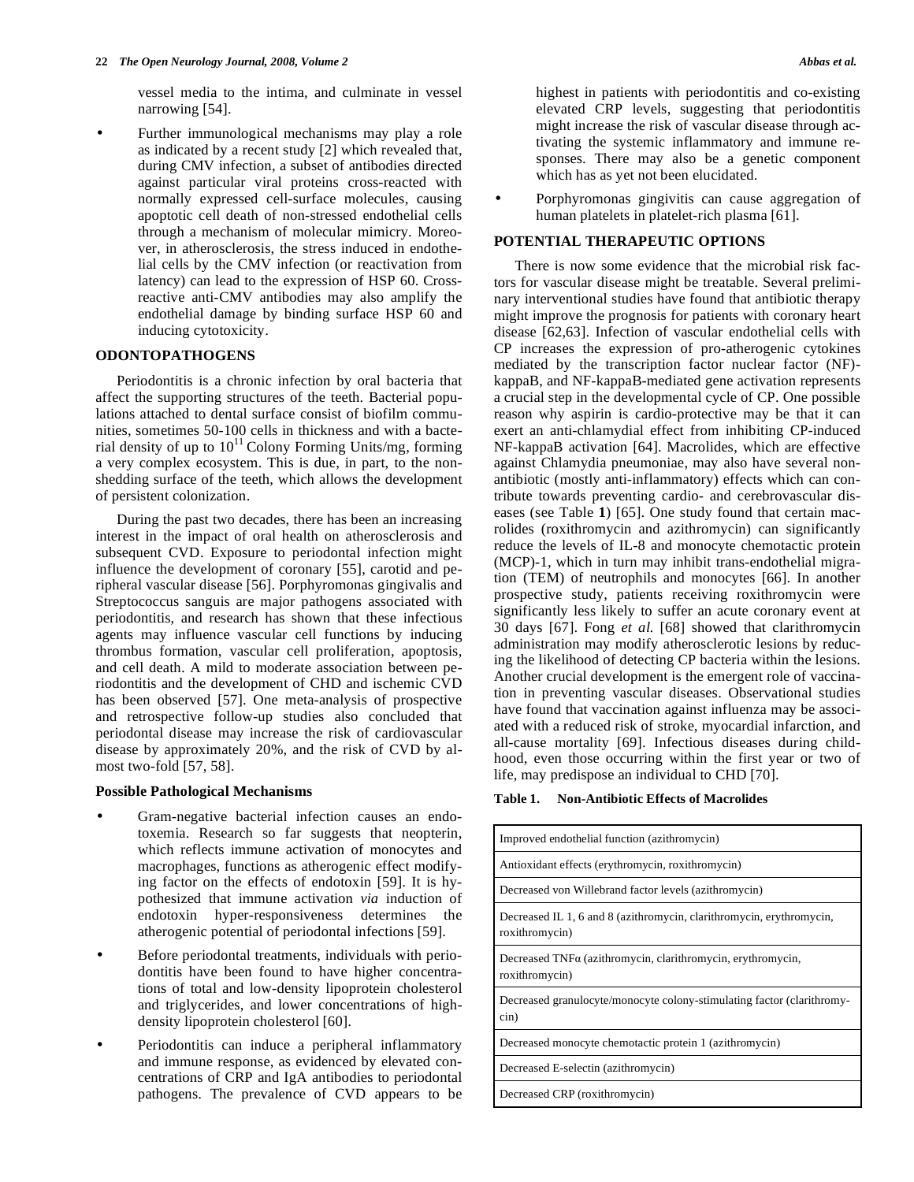vessel media to the intima, and culminate in vessel narrowing [54].

- Further immunological mechanisms may play a role as indicated by a recent study [2] which revealed that, during CMV infection, a subset of antibodies directed against particular viral proteins cross-reacted with normally expressed cell-surface molecules, causing apoptotic cell death of non-stressed endothelial cells through a mechanism of molecular mimicry. Moreover, in atherosclerosis, the stress induced in endothelial cells by the CMV infection (or reactivation from latency) can lead to the expression of HSP 60. Cross-reactive anti-CMV antibodies may also amplify the endothelial damage by binding surface HSP 60 and inducing cytotoxicity.

## ODONTOPATHOGENS

Periodontitis is a chronic infection by oral bacteria that affect the supporting structures of the teeth. Bacterial populations attached to dental surface consist of biofilm communities, sometimes 50-100 cells in thickness and with a bacterial density of up to $10^{11}$ Colony Forming Units/mg, forming a very complex ecosystem. This is due, in part, to the non-shedding surface of the teeth, which allows the development of persistent colonization.

During the past two decades, there has been an increasing interest in the impact of oral health on atherosclerosis and subsequent CVD. Exposure to periodontal infection might influence the development of coronary [55], carotid and peripheral vascular disease [56]. Porphyromonas gingivalis and Streptococcus sanguis are major pathogens associated with periodontitis, and research has shown that these infectious agents may influence vascular cell functions by inducing thrombus formation, vascular cell proliferation, apoptosis, and cell death. A mild to moderate association between periodontitis and the development of CHD and ischemic CVD has been observed [57]. One meta-analysis of prospective and retrospective follow-up studies also concluded that periodontal disease may increase the risk of cardiovascular disease by approximately 20%, and the risk of CVD by almost two-fold [57, 58].

### Possible Pathological Mechanisms

- Gram-negative bacterial infection causes an endotoxemia. Research so far suggests that neopterin, which reflects immune activation of monocytes and macrophages, functions as atherogenic effect modifying factor on the effects of endotoxin [59]. It is hypothesized that immune activation *via* induction of endotoxin hyper-responsiveness determines the atherogenic potential of periodontal infections [59].
- Before periodontal treatments, individuals with periodontitis have been found to have higher concentrations of total and low-density lipoprotein cholesterol and triglycerides, and lower concentrations of high-density lipoprotein cholesterol [60].
- Periodontitis can induce a peripheral inflammatory and immune response, as evidenced by elevated concentrations of CRP and IgA antibodies to periodontal pathogens. The prevalence of CVD appears to be highest in patients with periodontitis and co-existing elevated CRP levels, suggesting that periodontitis might increase the risk of vascular disease through activating the systemic inflammatory and immune responses. There may also be a genetic component which has as yet not been elucidated.
- Porphyromonas gingivitis can cause aggregation of human platelets in platelet-rich plasma [61].

## POTENTIAL THERAPEUTIC OPTIONS

There is now some evidence that the microbial risk factors for vascular disease might be treatable. Several preliminary interventional studies have found that antibiotic therapy might improve the prognosis for patients with coronary heart disease [62,63]. Infection of vascular endothelial cells with CP increases the expression of pro-atherogenic cytokines mediated by the transcription factor nuclear factor (NF)-kappaB, and NF-kappaB-mediated gene activation represents a crucial step in the developmental cycle of CP. One possible reason why aspirin is cardio-protective may be that it can exert an anti-chlamydial effect from inhibiting CP-induced NF-kappaB activation [64]. Macrolides, which are effective against Chlamydia pneumoniae, may also have several non-antibiotic (mostly anti-inflammatory) effects which can contribute towards preventing cardio- and cerebrovascular diseases (see Table **1**) [65]. One study found that certain macrolides (roxithromycin and azithromycin) can significantly reduce the levels of IL-8 and monocyte chemotactic protein (MCP)-1, which in turn may inhibit trans-endothelial migration (TEM) of neutrophils and monocytes [66]. In another prospective study, patients receiving roxithromycin were significantly less likely to suffer an acute coronary event at 30 days [67]. Fong *et al.* [68] showed that clarithromycin administration may modify atherosclerotic lesions by reducing the likelihood of detecting CP bacteria within the lesions. Another crucial development is the emergent role of vaccination in preventing vascular diseases. Observational studies have found that vaccination against influenza may be associated with a reduced risk of stroke, myocardial infarction, and all-cause mortality [69]. Infectious diseases during childhood, even those occurring within the first year or two of life, may predispose an individual to CHD [70].

**Table 1. Non-Antibiotic Effects of Macrolides**

| Non-Antibiotic Effects of Macrolides |
|---|
| Improved endothelial function (azithromycin) |
| Antioxidant effects (erythromycin, roxithromycin) |
| Decreased von Willebrand factor levels (azithromycin) |
| Decreased IL 1, 6 and 8 (azithromycin, clarithromycin, erythromycin, roxithromycin) |
| Decreased TNFα (azithromycin, clarithromycin, erythromycin, roxithromycin) |
| Decreased granulocyte/monocyte colony-stimulating factor (clarithromycin) |
| Decreased monocyte chemotactic protein 1 (azithromycin) |
| Decreased E-selectin (azithromycin) |
| Decreased CRP (roxithromycin) |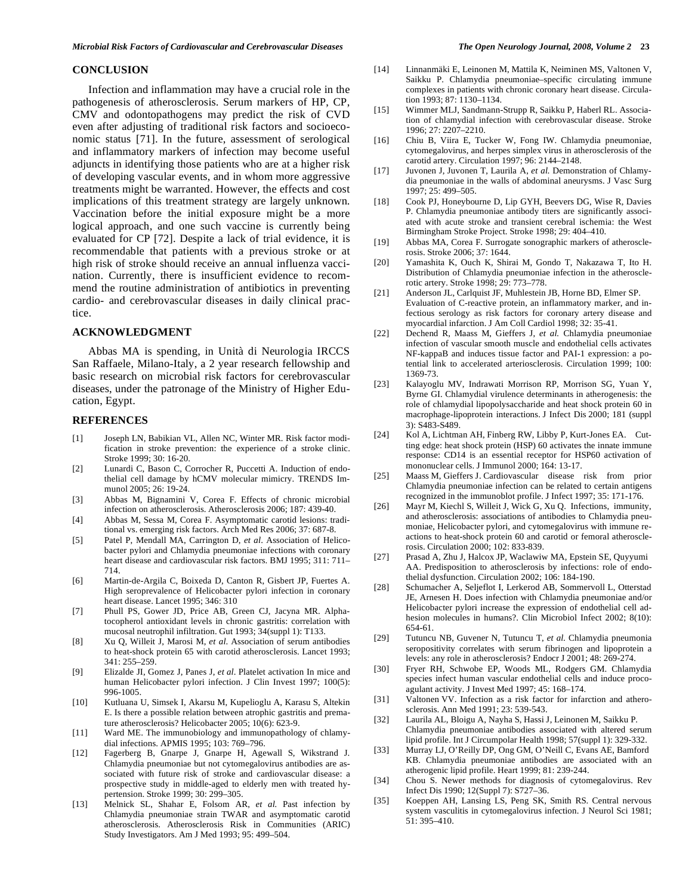## CONCLUSION

Infection and inflammation may have a crucial role in the pathogenesis of atherosclerosis. Serum markers of HP, CP, CMV and odontopathogens may predict the risk of CVD even after adjusting of traditional risk factors and socioeconomic status [71]. In the future, assessment of serological and inflammatory markers of infection may become useful adjuncts in identifying those patients who are at a higher risk of developing vascular events, and in whom more aggressive treatments might be warranted. However, the effects and cost implications of this treatment strategy are largely unknown. Vaccination before the initial exposure might be a more logical approach, and one such vaccine is currently being evaluated for CP [72]. Despite a lack of trial evidence, it is recommendable that patients with a previous stroke or at high risk of stroke should receive an annual influenza vaccination. Currently, there is insufficient evidence to recommend the routine administration of antibiotics in preventing cardio- and cerebrovascular diseases in daily clinical practice.

## ACKNOWLEDGMENT

Abbas MA is spending, in Unità di Neurologia IRCCS San Raffaele, Milano-Italy, a 2 year research fellowship and basic research on microbial risk factors for cerebrovascular diseases, under the patronage of the Ministry of Higher Education, Egypt.

## REFERENCES

[1] Joseph LN, Babikian VL, Allen NC, Winter MR. Risk factor modification in stroke prevention: the experience of a stroke clinic. Stroke 1999; 30: 16-20.

[2] Lunardi C, Bason C, Corrocher R, Puccetti A. Induction of endothelial cell damage by hCMV molecular mimicry. TRENDS Immunol 2005; 26: 19-24.

[3] Abbas M, Bignamini V, Corea F. Effects of chronic microbial infection on atherosclerosis. Atherosclerosis 2006; 187: 439-40.

[4] Abbas M, Sessa M, Corea F. Asymptomatic carotid lesions: traditional vs. emerging risk factors. Arch Med Res 2006; 37: 687-8.

[5] Patel P, Mendall MA, Carrington D, *et al*. Association of Helicobacter pylori and Chlamydia pneumoniae infections with coronary heart disease and cardiovascular risk factors. BMJ 1995; 311: 711–714.

[6] Martin-de-Argila C, Boixeda D, Canton R, Gisbert JP, Fuertes A. High seroprevalence of Helicobacter pylori infection in coronary heart disease. Lancet 1995; 346: 310

[7] Phull PS, Gower JD, Price AB, Green CJ, Jacyna MR. Alpha-tocopherol antioxidant levels in chronic gastritis: correlation with mucosal neutrophil infiltration. Gut 1993; 34(suppl 1): T133.

[8] Xu Q, Willeit J, Marosi M, *et al*. Association of serum antibodies to heat-shock protein 65 with carotid atherosclerosis. Lancet 1993; 341: 255–259.

[9] Elizalde JI, Gomez J, Panes J, *et al*. Platelet activation In mice and human Helicobacter pylori infection. J Clin Invest 1997; 100(5): 996-1005.

[10] Kutluana U, Simsek I, Akarsu M, Kupelioglu A, Karasu S, Altekin E. Is there a possible relation between atrophic gastritis and premature atherosclerosis? Helicobacter 2005; 10(6): 623-9.

[11] Ward ME. The immunobiology and immunopathology of chlamydial infections. APMIS 1995; 103: 769–796.

[12] Fagerberg B, Gnarpe J, Gnarpe H, Agewall S, Wikstrand J. Chlamydia pneumoniae but not cytomegalovirus antibodies are associated with future risk of stroke and cardiovascular disease: a prospective study in middle-aged to elderly men with treated hypertension. Stroke 1999; 30: 299–305.

[13] Melnick SL, Shahar E, Folsom AR, *et al.* Past infection by Chlamydia pneumoniae strain TWAR and asymptomatic carotid atherosclerosis. Atherosclerosis Risk in Communities (ARIC) Study Investigators. Am J Med 1993; 95: 499–504.

[14] Linnanmäki E, Leinonen M, Mattila K, Neiminen MS, Valtonen V, Saikku P. Chlamydia pneumoniae–specific circulating immune complexes in patients with chronic coronary heart disease. Circulation 1993; 87: 1130–1134.

[15] Wimmer MLJ, Sandmann-Strupp R, Saikku P, Haberl RL. Association of chlamydial infection with cerebrovascular disease. Stroke 1996; 27: 2207–2210.

[16] Chiu B, Viira E, Tucker W, Fong IW. Chlamydia pneumoniae, cytomegalovirus, and herpes simplex virus in atherosclerosis of the carotid artery. Circulation 1997; 96: 2144–2148.

[17] Juvonen J, Juvonen T, Laurila A, *et al.* Demonstration of Chlamydia pneumoniae in the walls of abdominal aneurysms. J Vasc Surg 1997; 25: 499–505.

[18] Cook PJ, Honeybourne D, Lip GYH, Beevers DG, Wise R, Davies P. Chlamydia pneumoniae antibody titers are significantly associated with acute stroke and transient cerebral ischemia: the West Birmingham Stroke Project. Stroke 1998; 29: 404–410.

[19] Abbas MA, Corea F. Surrogate sonographic markers of atherosclerosis. Stroke 2006; 37: 1644.

[20] Yamashita K, Ouch K, Shirai M, Gondo T, Nakazawa T, Ito H. Distribution of Chlamydia pneumoniae infection in the atherosclerotic artery. Stroke 1998; 29: 773–778.

[21] Anderson JL, Carlquist JF, Muhlestein JB, Horne BD, Elmer SP. Evaluation of C-reactive protein, an inflammatory marker, and infectious serology as risk factors for coronary artery disease and myocardial infarction. J Am Coll Cardiol 1998; 32: 35-41.

[22] Dechend R, Maass M, Gieffers J, *et al.* Chlamydia pneumoniae infection of vascular smooth muscle and endothelial cells activates NF-kappaB and induces tissue factor and PAI-1 expression: a potential link to accelerated arteriosclerosis. Circulation 1999; 100: 1369-73.

[23] Kalayoglu MV, Indrawati Morrison RP, Morrison SG, Yuan Y, Byrne GI. Chlamydial virulence determinants in atherogenesis: the role of chlamydial lipopolysaccharide and heat shock protein 60 in macrophage-lipoprotein interactions. J Infect Dis 2000; 181 (suppl 3): S483-S489.

[24] Kol A, Lichtman AH, Finberg RW, Libby P, Kurt-Jones EA. Cutting edge: heat shock protein (HSP) 60 activates the innate immune response: CD14 is an essential receptor for HSP60 activation of mononuclear cells. J Immunol 2000; 164: 13-17.

[25] Maass M, Gieffers J. Cardiovascular disease risk from prior Chlamydia pneumoniae infection can be related to certain antigens recognized in the immunoblot profile. J Infect 1997; 35: 171-176.

[26] Mayr M, Kiechl S, Willeit J, Wick G, Xu Q. Infections, immunity, and atherosclerosis: associations of antibodies to Chlamydia pneumoniae, Helicobacter pylori, and cytomegalovirus with immune reactions to heat-shock protein 60 and carotid or femoral atherosclerosis. Circulation 2000; 102: 833-839.

[27] Prasad A, Zhu J, Halcox JP, Waclawiw MA, Epstein SE, Quyyumi AA. Predisposition to atherosclerosis by infections: role of endothelial dysfunction. Circulation 2002; 106: 184-190.

[28] Schumacher A, Seljeflot I, Lerkerod AB, Sommervoll L, Otterstad JE, Arnesen H. Does infection with Chlamydia pneumoniae and/or Helicobacter pylori increase the expression of endothelial cell adhesion molecules in humans?. Clin Microbiol Infect 2002; 8(10): 654-61.

[29] Tutuncu NB, Guvener N, Tutuncu T, *et al.* Chlamydia pneumonia seropositivity correlates with serum fibrinogen and lipoprotein a levels: any role in atherosclerosis? Endocr J 2001; 48: 269-274.

[30] Fryer RH, Schwobe EP, Woods ML, Rodgers GM. Chlamydia species infect human vascular endothelial cells and induce procoagulant activity. J Invest Med 1997; 45: 168–174.

[31] Valtonen VV. Infection as a risk factor for infarction and atherosclerosis. Ann Med 1991; 23: 539-543.

[32] Laurila AL, Bloigu A, Nayha S, Hassi J, Leinonen M, Saikku P. Chlamydia pneumoniae antibodies associated with altered serum lipid profile. Int J Circumpolar Health 1998; 57(suppl 1): 329-332.

[33] Murray LJ, O'Reilly DP, Ong GM, O'Neill C, Evans AE, Bamford KB. Chlamydia pneumoniae antibodies are associated with an atherogenic lipid profile. Heart 1999; 81: 239-244.

[34] Chou S. Newer methods for diagnosis of cytomegalovirus. Rev Infect Dis 1990; 12(Suppl 7): S727–36.

[35] Koeppen AH, Lansing LS, Peng SK, Smith RS. Central nervous system vasculitis in cytomegalovirus infection. J Neurol Sci 1981; 51: 395–410.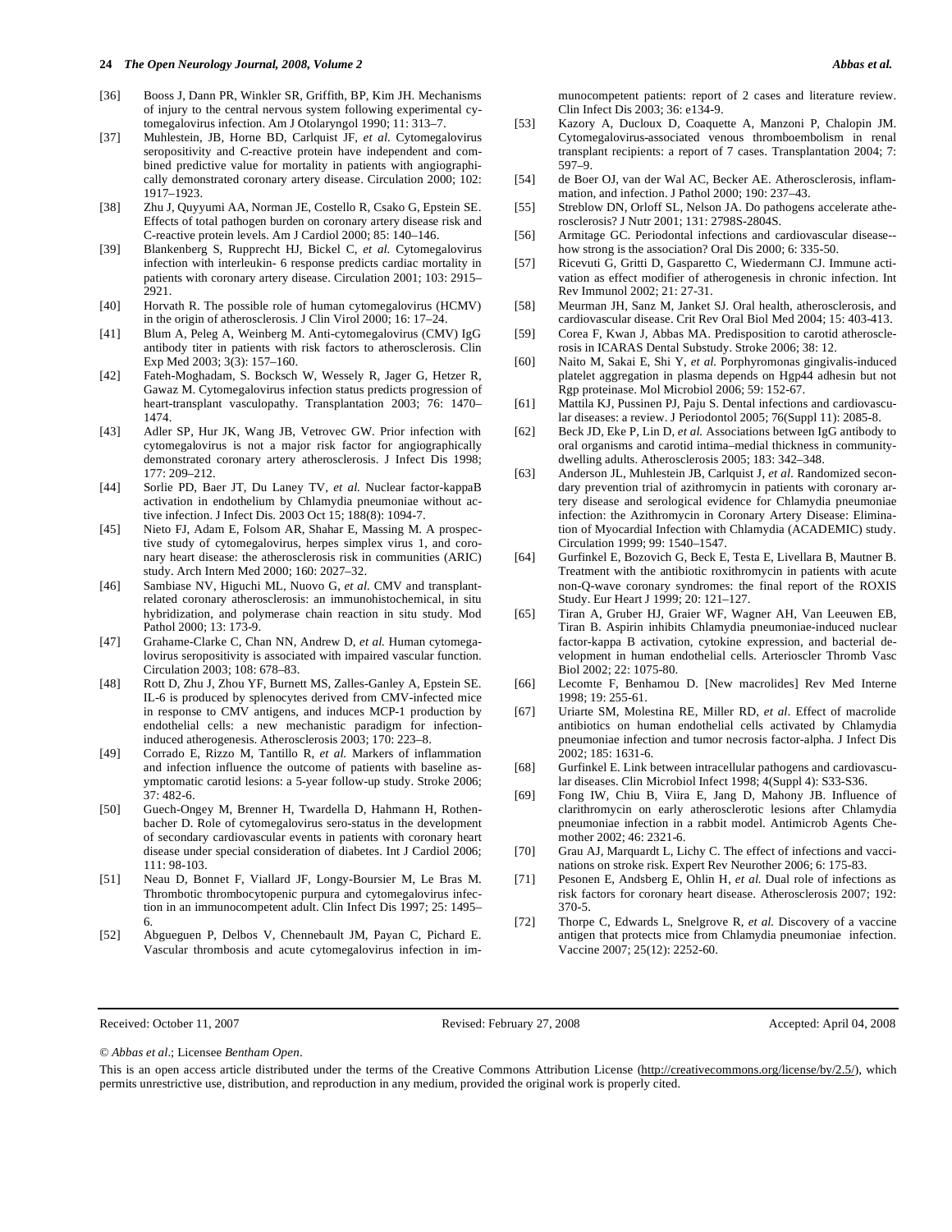[36] Booss J, Dann PR, Winkler SR, Griffith, BP, Kim JH. Mechanisms of injury to the central nervous system following experimental cytomegalovirus infection. Am J Otolaryngol 1990; 11: 313–7.

[37] Muhlestein, JB, Horne BD, Carlquist JF, *et al.* Cytomegalovirus seropositivity and C-reactive protein have independent and combined predictive value for mortality in patients with angiographically demonstrated coronary artery disease. Circulation 2000; 102: 1917–1923.

[38] Zhu J, Quyyumi AA, Norman JE, Costello R, Csako G, Epstein SE. Effects of total pathogen burden on coronary artery disease risk and C-reactive protein levels. Am J Cardiol 2000; 85: 140–146.

[39] Blankenberg S, Rupprecht HJ, Bickel C, *et al.* Cytomegalovirus infection with interleukin- 6 response predicts cardiac mortality in patients with coronary artery disease. Circulation 2001; 103: 2915–2921.

[40] Horvath R. The possible role of human cytomegalovirus (HCMV) in the origin of atherosclerosis. J Clin Virol 2000; 16: 17–24.

[41] Blum A, Peleg A, Weinberg M. Anti-cytomegalovirus (CMV) IgG antibody titer in patients with risk factors to atherosclerosis. Clin Exp Med 2003; 3(3): 157–160.

[42] Fateh-Moghadam, S. Bocksch W, Wessely R, Jager G, Hetzer R, Gawaz M. Cytomegalovirus infection status predicts progression of heart-transplant vasculopathy. Transplantation 2003; 76: 1470–1474.

[43] Adler SP, Hur JK, Wang JB, Vetrovec GW. Prior infection with cytomegalovirus is not a major risk factor for angiographically demonstrated coronary artery atherosclerosis. J Infect Dis 1998; 177: 209–212.

[44] Sorlie PD, Baer JT, Du Laney TV, *et al.* Nuclear factor-kappaB activation in endothelium by Chlamydia pneumoniae without active infection. J Infect Dis. 2003 Oct 15; 188(8): 1094-7.

[45] Nieto FJ, Adam E, Folsom AR, Shahar E, Massing M. A prospective study of cytomegalovirus, herpes simplex virus 1, and coronary heart disease: the atherosclerosis risk in communities (ARIC) study. Arch Intern Med 2000; 160: 2027–32.

[46] Sambiase NV, Higuchi ML, Nuovo G, *et al.* CMV and transplant-related coronary atherosclerosis: an immunohistochemical, in situ hybridization, and polymerase chain reaction in situ study. Mod Pathol 2000; 13: 173-9.

[47] Grahame-Clarke C, Chan NN, Andrew D, *et al.* Human cytomegalovirus seropositivity is associated with impaired vascular function. Circulation 2003; 108: 678–83.

[48] Rott D, Zhu J, Zhou YF, Burnett MS, Zalles-Ganley A, Epstein SE. IL-6 is produced by splenocytes derived from CMV-infected mice in response to CMV antigens, and induces MCP-1 production by endothelial cells: a new mechanistic paradigm for infection-induced atherogenesis. Atherosclerosis 2003; 170: 223–8.

[49] Corrado E, Rizzo M, Tantillo R, *et al.* Markers of inflammation and infection influence the outcome of patients with baseline asymptomatic carotid lesions: a 5-year follow-up study. Stroke 2006; 37: 482-6.

[50] Guech-Ongey M, Brenner H, Twardella D, Hahmann H, Rothenbacher D. Role of cytomegalovirus sero-status in the development of secondary cardiovascular events in patients with coronary heart disease under special consideration of diabetes. Int J Cardiol 2006; 111: 98-103.

[51] Neau D, Bonnet F, Viallard JF, Longy-Boursier M, Le Bras M. Thrombotic thrombocytopenic purpura and cytomegalovirus infection in an immunocompetent adult. Clin Infect Dis 1997; 25: 1495–6.

[52] Abgueguen P, Delbos V, Chennebault JM, Payan C, Pichard E. Vascular thrombosis and acute cytomegalovirus infection in immunocompetent patients: report of 2 cases and literature review. Clin Infect Dis 2003; 36: e134-9.

[53] Kazory A, Ducloux D, Coaquette A, Manzoni P, Chalopin JM. Cytomegalovirus-associated venous thromboembolism in renal transplant recipients: a report of 7 cases. Transplantation 2004; 7: 597–9.

[54] de Boer OJ, van der Wal AC, Becker AE. Atherosclerosis, inflammation, and infection. J Pathol 2000; 190: 237–43.

[55] Streblow DN, Orloff SL, Nelson JA. Do pathogens accelerate atherosclerosis? J Nutr 2001; 131: 2798S-2804S.

[56] Armitage GC. Periodontal infections and cardiovascular disease--how strong is the association? Oral Dis 2000; 6: 335-50.

[57] Ricevuti G, Gritti D, Gasparetto C, Wiedermann CJ. Immune activation as effect modifier of atherogenesis in chronic infection. Int Rev Immunol 2002; 21: 27-31.

[58] Meurman JH, Sanz M, Janket SJ. Oral health, atherosclerosis, and cardiovascular disease. Crit Rev Oral Biol Med 2004; 15: 403-413.

[59] Corea F, Kwan J, Abbas MA. Predisposition to carotid atherosclerosis in ICARAS Dental Substudy. Stroke 2006; 38: 12.

[60] Naito M, Sakai E, Shi Y, *et al.* Porphyromonas gingivalis-induced platelet aggregation in plasma depends on Hgp44 adhesin but not Rgp proteinase. Mol Microbiol 2006; 59: 152-67.

[61] Mattila KJ, Pussinen PJ, Paju S. Dental infections and cardiovascular diseases: a review. J Periodontol 2005; 76(Suppl 11): 2085-8.

[62] Beck JD, Eke P, Lin D, *et al.* Associations between IgG antibody to oral organisms and carotid intima–medial thickness in community-dwelling adults. Atherosclerosis 2005; 183: 342–348.

[63] Anderson JL, Muhlestein JB, Carlquist J, *et al*. Randomized secondary prevention trial of azithromycin in patients with coronary artery disease and serological evidence for Chlamydia pneumoniae infection: the Azithromycin in Coronary Artery Disease: Elimination of Myocardial Infection with Chlamydia (ACADEMIC) study. Circulation 1999; 99: 1540–1547.

[64] Gurfinkel E, Bozovich G, Beck E, Testa E, Livellara B, Mautner B. Treatment with the antibiotic roxithromycin in patients with acute non-Q-wave coronary syndromes: the final report of the ROXIS Study. Eur Heart J 1999; 20: 121–127.

[65] Tiran A, Gruber HJ, Graier WF, Wagner AH, Van Leeuwen EB, Tiran B. Aspirin inhibits Chlamydia pneumoniae-induced nuclear factor-kappa B activation, cytokine expression, and bacterial development in human endothelial cells. Arterioscler Thromb Vasc Biol 2002; 22: 1075-80.

[66] Lecomte F, Benhamou D. [New macrolides] Rev Med Interne 1998; 19: 255-61.

[67] Uriarte SM, Molestina RE, Miller RD, *et al*. Effect of macrolide antibiotics on human endothelial cells activated by Chlamydia pneumoniae infection and tumor necrosis factor-alpha. J Infect Dis 2002; 185: 1631-6.

[68] Gurfinkel E. Link between intracellular pathogens and cardiovascular diseases. Clin Microbiol Infect 1998; 4(Suppl 4): S33-S36.

[69] Fong IW, Chiu B, Viira E, Jang D, Mahony JB. Influence of clarithromycin on early atherosclerotic lesions after Chlamydia pneumoniae infection in a rabbit model. Antimicrob Agents Chemother 2002; 46: 2321-6.

[70] Grau AJ, Marquardt L, Lichy C. The effect of infections and vaccinations on stroke risk. Expert Rev Neurother 2006; 6: 175-83.

[71] Pesonen E, Andsberg E, Ohlin H, *et al.* Dual role of infections as risk factors for coronary heart disease. Atherosclerosis 2007; 192: 370-5.

[72] Thorpe C, Edwards L, Snelgrove R, *et al.* Discovery of a vaccine antigen that protects mice from Chlamydia pneumoniae infection. Vaccine 2007; 25(12): 2252-60.

Received: October 11, 2007 Revised: February 27, 2008 Accepted: April 04, 2008

© *Abbas et al*.; Licensee *Bentham Open*.

This is an open access article distributed under the terms of the Creative Commons Attribution License (http://creativecommons.org/license/by/2.5/), which permits unrestrictive use, distribution, and reproduction in any medium, provided the original work is properly cited.